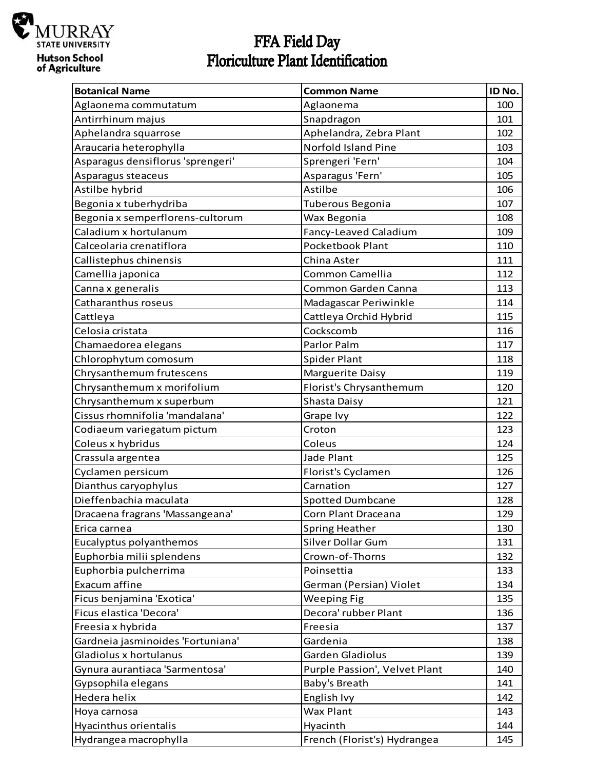Murray State University
Hutson School of Agriculture

# FFA Field Day
# Floriculture Plant Identification

| Botanical Name | Common Name | ID No. |
|---|---|---|
| Aglaonema commutatum | Aglaonema | 100 |
| Antirrhinum majus | Snapdragon | 101 |
| Aphelandra squarrose | Aphelandra, Zebra Plant | 102 |
| Araucaria heterophylla | Norfold Island Pine | 103 |
| Asparagus densiflorus 'sprengeri' | Sprengeri 'Fern' | 104 |
| Asparagus steaceus | Asparagus 'Fern' | 105 |
| Astilbe hybrid | Astilbe | 106 |
| Begonia x tuberhydriba | Tuberous Begonia | 107 |
| Begonia x semperflorens-cultorum | Wax Begonia | 108 |
| Caladium x hortulanum | Fancy-Leaved Caladium | 109 |
| Calceolaria crenatiflora | Pocketbook Plant | 110 |
| Callistephus chinensis | China Aster | 111 |
| Camellia japonica | Common Camellia | 112 |
| Canna x generalis | Common Garden Canna | 113 |
| Catharanthus roseus | Madagascar Periwinkle | 114 |
| Cattleya | Cattleya Orchid Hybrid | 115 |
| Celosia cristata | Cockscomb | 116 |
| Chamaedorea elegans | Parlor Palm | 117 |
| Chlorophytum comosum | Spider Plant | 118 |
| Chrysanthemum frutescens | Marguerite Daisy | 119 |
| Chrysanthemum x morifolium | Florist's Chrysanthemum | 120 |
| Chrysanthemum x superbum | Shasta Daisy | 121 |
| Cissus rhomnifolia 'mandalana' | Grape Ivy | 122 |
| Codiaeum variegatum pictum | Croton | 123 |
| Coleus x hybridus | Coleus | 124 |
| Crassula argentea | Jade Plant | 125 |
| Cyclamen persicum | Florist's Cyclamen | 126 |
| Dianthus caryophylus | Carnation | 127 |
| Dieffenbachia maculata | Spotted Dumbcane | 128 |
| Dracaena fragrans 'Massangeana' | Corn Plant Draceana | 129 |
| Erica carnea | Spring Heather | 130 |
| Eucalyptus polyanthemos | Silver Dollar Gum | 131 |
| Euphorbia milii splendens | Crown-of-Thorns | 132 |
| Euphorbia pulcherrima | Poinsettia | 133 |
| Exacum affine | German (Persian) Violet | 134 |
| Ficus benjamina 'Exotica' | Weeping Fig | 135 |
| Ficus elastica 'Decora' | Decora' rubber Plant | 136 |
| Freesia x hybrida | Freesia | 137 |
| Gardneia jasminoides 'Fortuniana' | Gardenia | 138 |
| Gladiolus x hortulanus | Garden Gladiolus | 139 |
| Gynura aurantiaca 'Sarmentosa' | Purple Passion', Velvet Plant | 140 |
| Gypsophila elegans | Baby's Breath | 141 |
| Hedera helix | English Ivy | 142 |
| Hoya carnosa | Wax Plant | 143 |
| Hyacinthus orientalis | Hyacinth | 144 |
| Hydrangea macrophylla | French (Florist's) Hydrangea | 145 |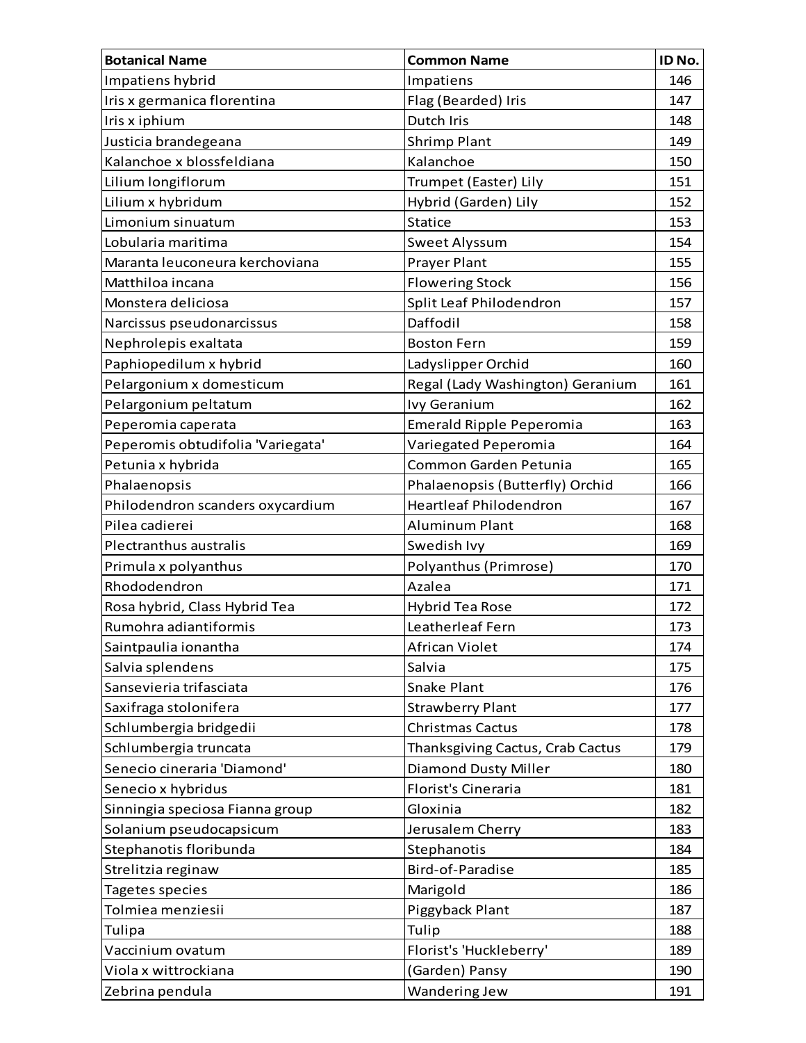| Botanical Name | Common Name | ID No. |
| --- | --- | --- |
| Impatiens hybrid | Impatiens | 146 |
| Iris x germanica florentina | Flag (Bearded) Iris | 147 |
| Iris x iphium | Dutch Iris | 148 |
| Justicia brandegeana | Shrimp Plant | 149 |
| Kalanchoe x blossfeldiana | Kalanchoe | 150 |
| Lilium longiflorum | Trumpet (Easter) Lily | 151 |
| Lilium x hybridum | Hybrid (Garden) Lily | 152 |
| Limonium sinuatum | Statice | 153 |
| Lobularia maritima | Sweet Alyssum | 154 |
| Maranta leuconeura kerchoviana | Prayer Plant | 155 |
| Matthiloa incana | Flowering Stock | 156 |
| Monstera deliciosa | Split Leaf Philodendron | 157 |
| Narcissus pseudonarcissus | Daffodil | 158 |
| Nephrolepis exaltata | Boston Fern | 159 |
| Paphiopedilum x hybrid | Ladyslipper Orchid | 160 |
| Pelargonium x domesticum | Regal (Lady Washington) Geranium | 161 |
| Pelargonium peltatum | Ivy Geranium | 162 |
| Peperomia caperata | Emerald Ripple Peperomia | 163 |
| Peperomis obtudifolia 'Variegata' | Variegated Peperomia | 164 |
| Petunia x hybrida | Common Garden Petunia | 165 |
| Phalaenopsis | Phalaenopsis (Butterfly) Orchid | 166 |
| Philodendron scanders oxycardium | Heartleaf Philodendron | 167 |
| Pilea cadierei | Aluminum Plant | 168 |
| Plectranthus australis | Swedish Ivy | 169 |
| Primula x polyanthus | Polyanthus (Primrose) | 170 |
| Rhododendron | Azalea | 171 |
| Rosa hybrid, Class Hybrid Tea | Hybrid Tea Rose | 172 |
| Rumohra adiantiformis | Leatherleaf Fern | 173 |
| Saintpaulia ionantha | African Violet | 174 |
| Salvia splendens | Salvia | 175 |
| Sansevieria trifasciata | Snake Plant | 176 |
| Saxifraga stolonifera | Strawberry Plant | 177 |
| Schlumbergia bridgedii | Christmas Cactus | 178 |
| Schlumbergia truncata | Thanksgiving Cactus, Crab Cactus | 179 |
| Senecio cineraria 'Diamond' | Diamond Dusty Miller | 180 |
| Senecio x hybridus | Florist's Cineraria | 181 |
| Sinningia speciosa Fianna group | Gloxinia | 182 |
| Solanium pseudocapsicum | Jerusalem Cherry | 183 |
| Stephanotis floribunda | Stephanotis | 184 |
| Strelitzia reginaw | Bird-of-Paradise | 185 |
| Tagetes species | Marigold | 186 |
| Tolmiea menziesii | Piggyback Plant | 187 |
| Tulipa | Tulip | 188 |
| Vaccinium ovatum | Florist's 'Huckleberry' | 189 |
| Viola x wittrockiana | (Garden) Pansy | 190 |
| Zebrina pendula | Wandering Jew | 191 |